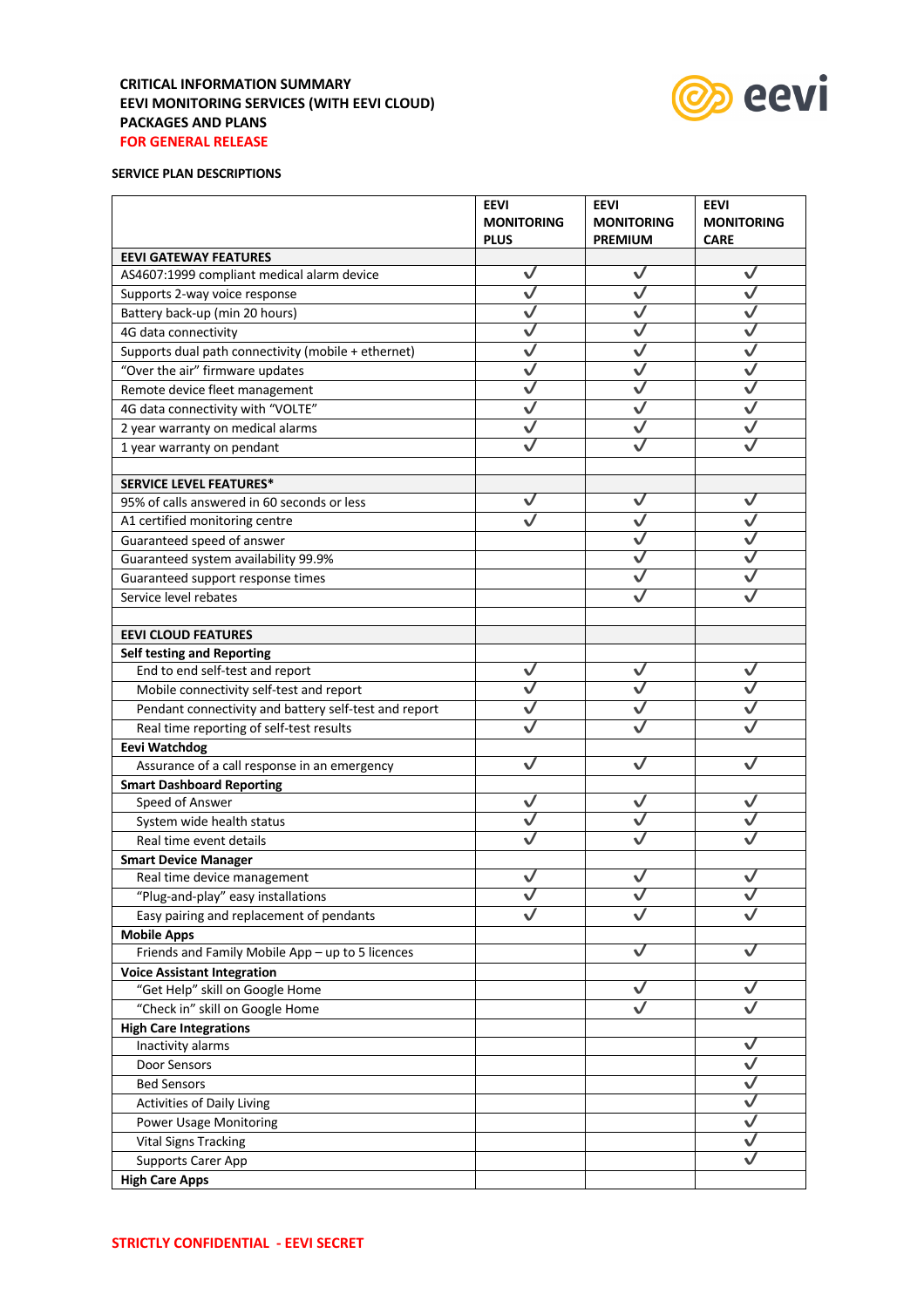**CRITICAL INFORMATION SUMMARY**
**EEVI MONITORING SERVICES (WITH EEVI CLOUD)**
**PACKAGES AND PLANS**
**FOR GENERAL RELEASE**

**SERVICE PLAN DESCRIPTIONS**

| | EEVI MONITORING PLUS | EEVI MONITORING PREMIUM | EEVI MONITORING CARE |
|---|---|---|---|
| **EEVI GATEWAY FEATURES** | | | |
| AS4607:1999 compliant medical alarm device | ✓ | ✓ | ✓ |
| Supports 2-way voice response | ✓ | ✓ | ✓ |
| Battery back-up (min 20 hours) | ✓ | ✓ | ✓ |
| 4G data connectivity | ✓ | ✓ | ✓ |
| Supports dual path connectivity (mobile + ethernet) | ✓ | ✓ | ✓ |
| "Over the air" firmware updates | ✓ | ✓ | ✓ |
| Remote device fleet management | ✓ | ✓ | ✓ |
| 4G data connectivity with "VOLTE" | ✓ | ✓ | ✓ |
| 2 year warranty on medical alarms | ✓ | ✓ | ✓ |
| 1 year warranty on pendant | ✓ | ✓ | ✓ |
| | | | |
| **SERVICE LEVEL FEATURES*** | | | |
| 95% of calls answered in 60 seconds or less | ✓ | ✓ | ✓ |
| A1 certified monitoring centre | ✓ | ✓ | ✓ |
| Guaranteed speed of answer | | ✓ | ✓ |
| Guaranteed system availability 99.9% | | ✓ | ✓ |
| Guaranteed support response times | | ✓ | ✓ |
| Service level rebates | | ✓ | ✓ |
| | | | |
| **EEVI CLOUD FEATURES** | | | |
| **Self testing and Reporting** | | | |
| End to end self-test and report | ✓ | ✓ | ✓ |
| Mobile connectivity self-test and report | ✓ | ✓ | ✓ |
| Pendant connectivity and battery self-test and report | ✓ | ✓ | ✓ |
| Real time reporting of self-test results | ✓ | ✓ | ✓ |
| **Eevi Watchdog** | | | |
| Assurance of a call response in an emergency | ✓ | ✓ | ✓ |
| **Smart Dashboard Reporting** | | | |
| Speed of Answer | ✓ | ✓ | ✓ |
| System wide health status | ✓ | ✓ | ✓ |
| Real time event details | ✓ | ✓ | ✓ |
| **Smart Device Manager** | | | |
| Real time device management | ✓ | ✓ | ✓ |
| "Plug-and-play" easy installations | ✓ | ✓ | ✓ |
| Easy pairing and replacement of pendants | ✓ | ✓ | ✓ |
| **Mobile Apps** | | | |
| Friends and Family Mobile App – up to 5 licences | | ✓ | ✓ |
| **Voice Assistant Integration** | | | |
| "Get Help" skill on Google Home | | ✓ | ✓ |
| "Check in" skill on Google Home | | ✓ | ✓ |
| **High Care Integrations** | | | |
| Inactivity alarms | | | ✓ |
| Door Sensors | | | ✓ |
| Bed Sensors | | | ✓ |
| Activities of Daily Living | | | ✓ |
| Power Usage Monitoring | | | ✓ |
| Vital Signs Tracking | | | ✓ |
| Supports Carer App | | | ✓ |
| **High Care Apps** | | | |

**STRICTLY CONFIDENTIAL - EEVI SECRET**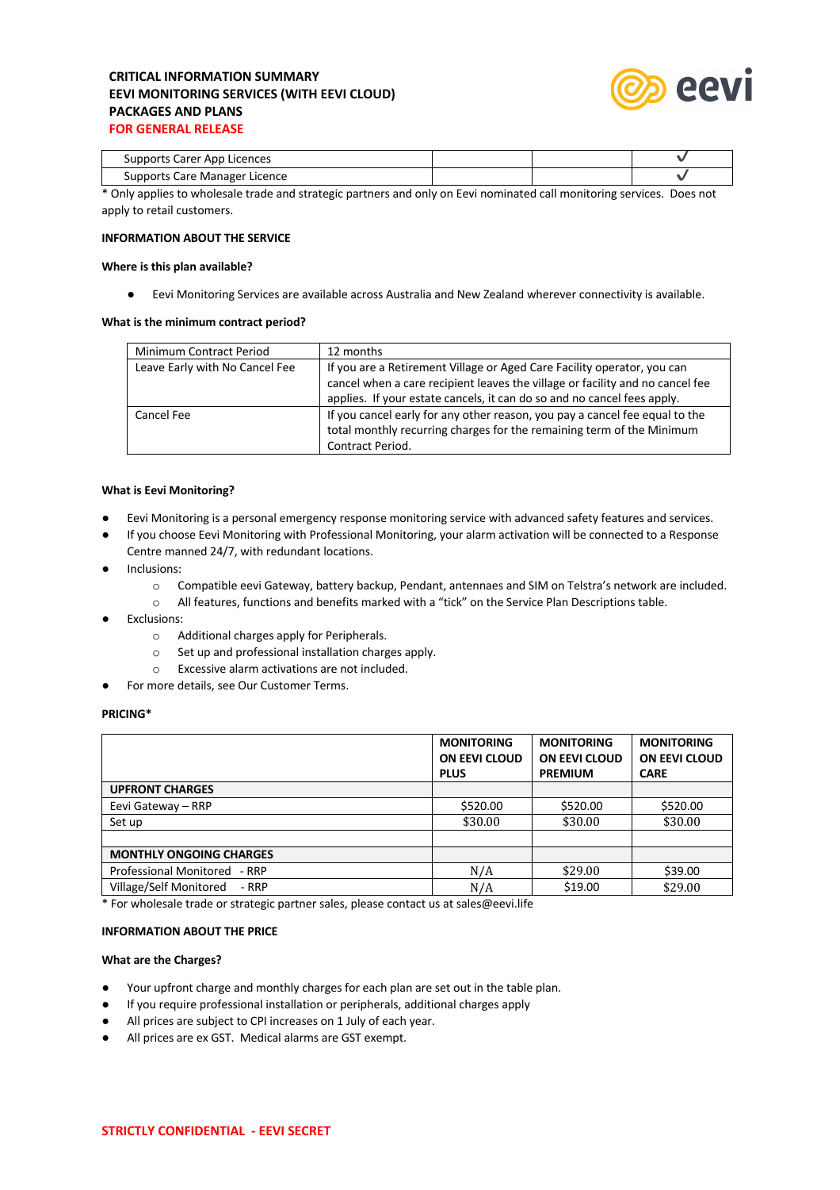**CRITICAL INFORMATION SUMMARY**
**EEVI MONITORING SERVICES (WITH EEVI CLOUD)**
**PACKAGES AND PLANS**
**FOR GENERAL RELEASE**

| | | | |
|---|---|---|---|
| Supports Carer App Licences | | | ✓ |
| Supports Care Manager Licence | | | ✓ |

\* Only applies to wholesale trade and strategic partners and only on Eevi nominated call monitoring services. Does not apply to retail customers.

**INFORMATION ABOUT THE SERVICE**

**Where is this plan available?**

- Eevi Monitoring Services are available across Australia and New Zealand wherever connectivity is available.

**What is the minimum contract period?**

| | |
|---|---|
| Minimum Contract Period | 12 months |
| Leave Early with No Cancel Fee | If you are a Retirement Village or Aged Care Facility operator, you can cancel when a care recipient leaves the village or facility and no cancel fee applies. If your estate cancels, it can do so and no cancel fees apply. |
| Cancel Fee | If you cancel early for any other reason, you pay a cancel fee equal to the total monthly recurring charges for the remaining term of the Minimum Contract Period. |

**What is Eevi Monitoring?**

- Eevi Monitoring is a personal emergency response monitoring service with advanced safety features and services.
- If you choose Eevi Monitoring with Professional Monitoring, your alarm activation will be connected to a Response Centre manned 24/7, with redundant locations.
- Inclusions:
  - Compatible eevi Gateway, battery backup, Pendant, antennaes and SIM on Telstra's network are included.
  - All features, functions and benefits marked with a "tick" on the Service Plan Descriptions table.
- Exclusions:
  - Additional charges apply for Peripherals.
  - Set up and professional installation charges apply.
  - Excessive alarm activations are not included.
- For more details, see Our Customer Terms.

**PRICING***

| | **MONITORING ON EEVI CLOUD PLUS** | **MONITORING ON EEVI CLOUD PREMIUM** | **MONITORING ON EEVI CLOUD CARE** |
|---|---|---|---|
| **UPFRONT CHARGES** | | | |
| Eevi Gateway – RRP | $520.00 | $520.00 | $520.00 |
| Set up | $30.00 | $30.00 | $30.00 |
| | | | |
| **MONTHLY ONGOING CHARGES** | | | |
| Professional Monitored - RRP | N/A | $29.00 | $39.00 |
| Village/Self Monitored - RRP | N/A | $19.00 | $29.00 |

\* For wholesale trade or strategic partner sales, please contact us at sales@eevi.life

**INFORMATION ABOUT THE PRICE**

**What are the Charges?**

- Your upfront charge and monthly charges for each plan are set out in the table plan.
- If you require professional installation or peripherals, additional charges apply
- All prices are subject to CPI increases on 1 July of each year.
- All prices are ex GST. Medical alarms are GST exempt.

**STRICTLY CONFIDENTIAL - EEVI SECRET**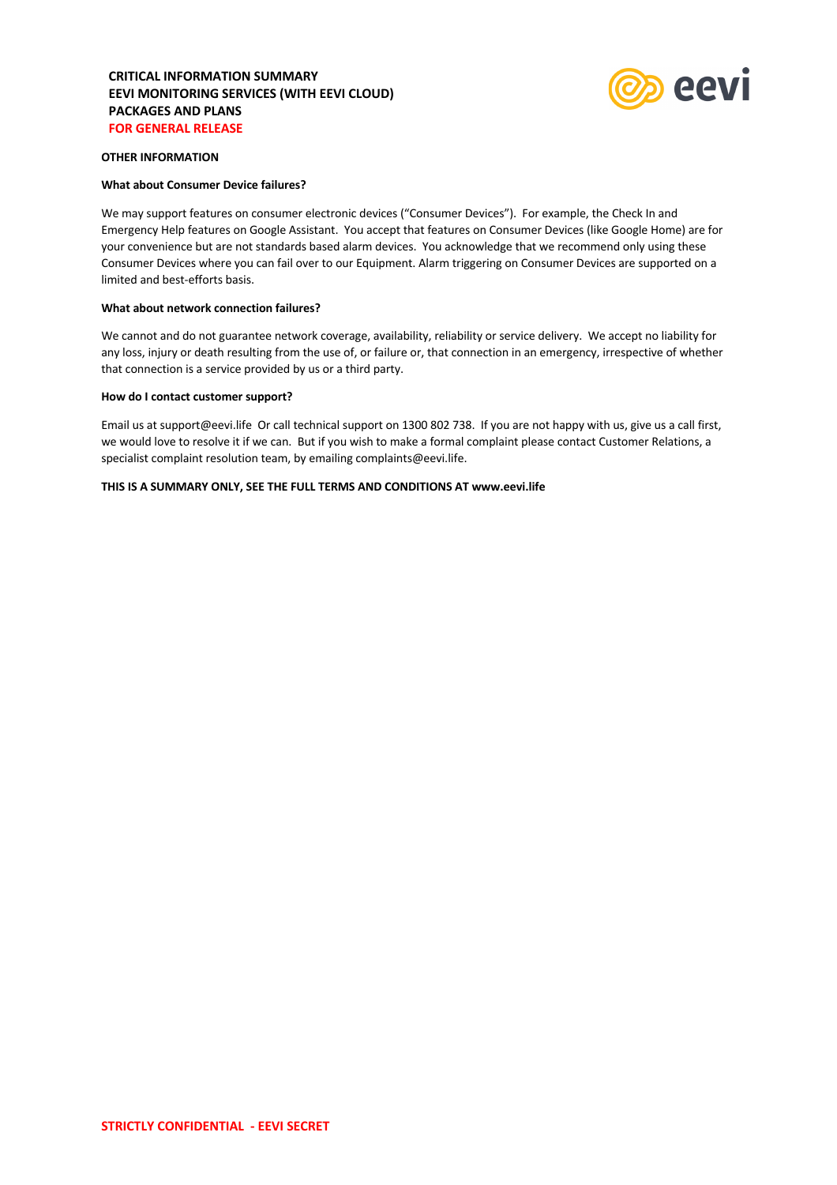## OTHER INFORMATION

### What about Consumer Device failures?

We may support features on consumer electronic devices ("Consumer Devices"). For example, the Check In and Emergency Help features on Google Assistant. You accept that features on Consumer Devices (like Google Home) are for your convenience but are not standards based alarm devices. You acknowledge that we recommend only using these Consumer Devices where you can fail over to our Equipment. Alarm triggering on Consumer Devices are supported on a limited and best-efforts basis.

### What about network connection failures?

We cannot and do not guarantee network coverage, availability, reliability or service delivery. We accept no liability for any loss, injury or death resulting from the use of, or failure or, that connection in an emergency, irrespective of whether that connection is a service provided by us or a third party.

### How do I contact customer support?

Email us at support@eevi.life Or call technical support on 1300 802 738. If you are not happy with us, give us a call first, we would love to resolve it if we can. But if you wish to make a formal complaint please contact Customer Relations, a specialist complaint resolution team, by emailing complaints@eevi.life.

**THIS IS A SUMMARY ONLY, SEE THE FULL TERMS AND CONDITIONS AT www.eevi.life**